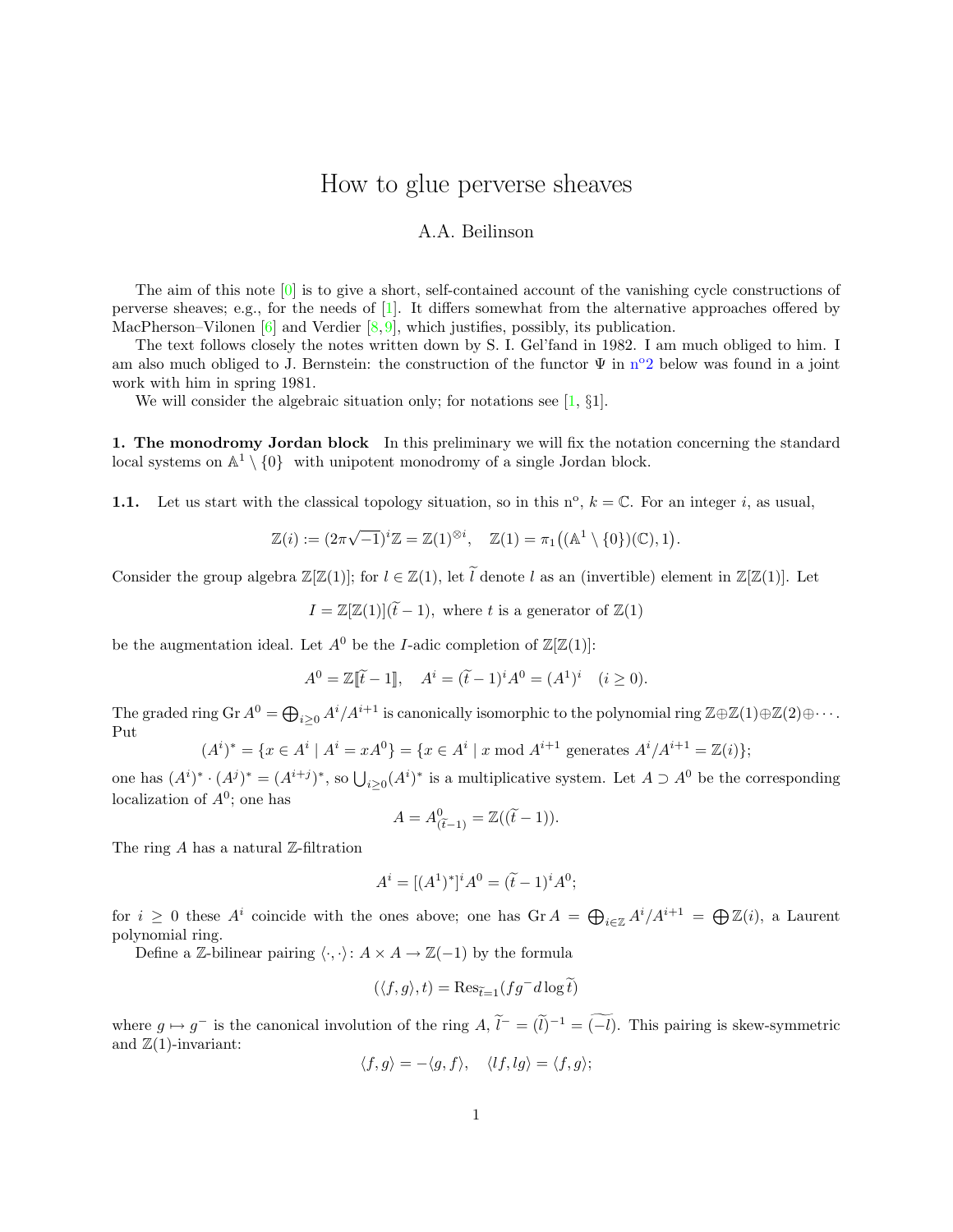# How to glue perverse sheaves

A.A. Beilinson

The aim of this note [0] is to give a short, self-contained account of the vanishing cycle constructions of perverse sheaves; e.g., for the needs of [1]. It differs somewhat from the alternative approaches offered by MacPherson–Vilonen [6] and Verdier [8, 9], which justifies, possibly, its publication.

The text follows closely the notes written down by S. I. Gel'fand in 1982. I am much obliged to him. I am also much obliged to J. Bernstein: the construction of the functor $\Psi$ in n°2 below was found in a joint work with him in spring 1981.

We will consider the algebraic situation only; for notations see [1, §1].

**1. The monodromy Jordan block** In this preliminary we will fix the notation concerning the standard local systems on $\mathbb{A}^1 \setminus \{0\}$ with unipotent monodromy of a single Jordan block.

**1.1.** Let us start with the classical topology situation, so in this n°, $k = \mathbb{C}$. For an integer $i$, as usual,

$$\mathbb{Z}(i) := (2\pi\sqrt{-1})^i\mathbb{Z} = \mathbb{Z}(1)^{\otimes i}, \quad \mathbb{Z}(1) = \pi_1\big((\mathbb{A}^1 \setminus \{0\})(\mathbb{C}), 1\big).$$

Consider the group algebra $\mathbb{Z}[\mathbb{Z}(1)]$; for $l \in \mathbb{Z}(1)$, let $\widetilde{l}$ denote $l$ as an (invertible) element in $\mathbb{Z}[\mathbb{Z}(1)]$. Let

$$I = \mathbb{Z}[\mathbb{Z}(1)](\widetilde{t} - 1), \text{ where } t \text{ is a generator of } \mathbb{Z}(1)$$

be the augmentation ideal. Let $A^0$ be the $I$-adic completion of $\mathbb{Z}[\mathbb{Z}(1)]$:

$$A^0 = \mathbb{Z}[\![\widetilde{t} - 1]\!], \quad A^i = (\widetilde{t} - 1)^i A^0 = (A^1)^i \quad (i \geq 0).$$

The graded ring $\operatorname{Gr} A^0 = \bigoplus_{i \geq 0} A^i/A^{i+1}$ is canonically isomorphic to the polynomial ring $\mathbb{Z} \oplus \mathbb{Z}(1) \oplus \mathbb{Z}(2) \oplus \cdots$. Put

$$(A^i)^* = \{x \in A^i \mid A^i = xA^0\} = \{x \in A^i \mid x \bmod A^{i+1} \text{ generates } A^i/A^{i+1} = \mathbb{Z}(i)\};$$

one has $(A^i)^* \cdot (A^j)^* = (A^{i+j})^*$, so $\bigcup_{i \geq 0}(A^i)^*$ is a multiplicative system. Let $A \supset A^0$ be the corresponding localization of $A^0$; one has

$$A = A^0_{(\widetilde{t}-1)} = \mathbb{Z}((\widetilde{t} - 1)).$$

The ring $A$ has a natural $\mathbb{Z}$-filtration

$$A^i = [(A^1)^*]^i A^0 = (\widetilde{t} - 1)^i A^0;$$

for $i \geq 0$ these $A^i$ coincide with the ones above; one has $\operatorname{Gr} A = \bigoplus_{i \in \mathbb{Z}} A^i/A^{i+1} = \bigoplus \mathbb{Z}(i)$, a Laurent polynomial ring.

Define a $\mathbb{Z}$-bilinear pairing $\langle \cdot, \cdot \rangle \colon A \times A \to \mathbb{Z}(-1)$ by the formula

$$(\langle f, g \rangle, t) = \operatorname{Res}_{\widetilde{t}=1}(fg^- d \log \widetilde{t})$$

where $g \mapsto g^-$ is the canonical involution of the ring $A$, $\widetilde{l}^- = (\widetilde{l})^{-1} = \widetilde{(-l)}$. This pairing is skew-symmetric and $\mathbb{Z}(1)$-invariant:

$$\langle f, g \rangle = -\langle g, f \rangle, \quad \langle lf, lg \rangle = \langle f, g \rangle;$$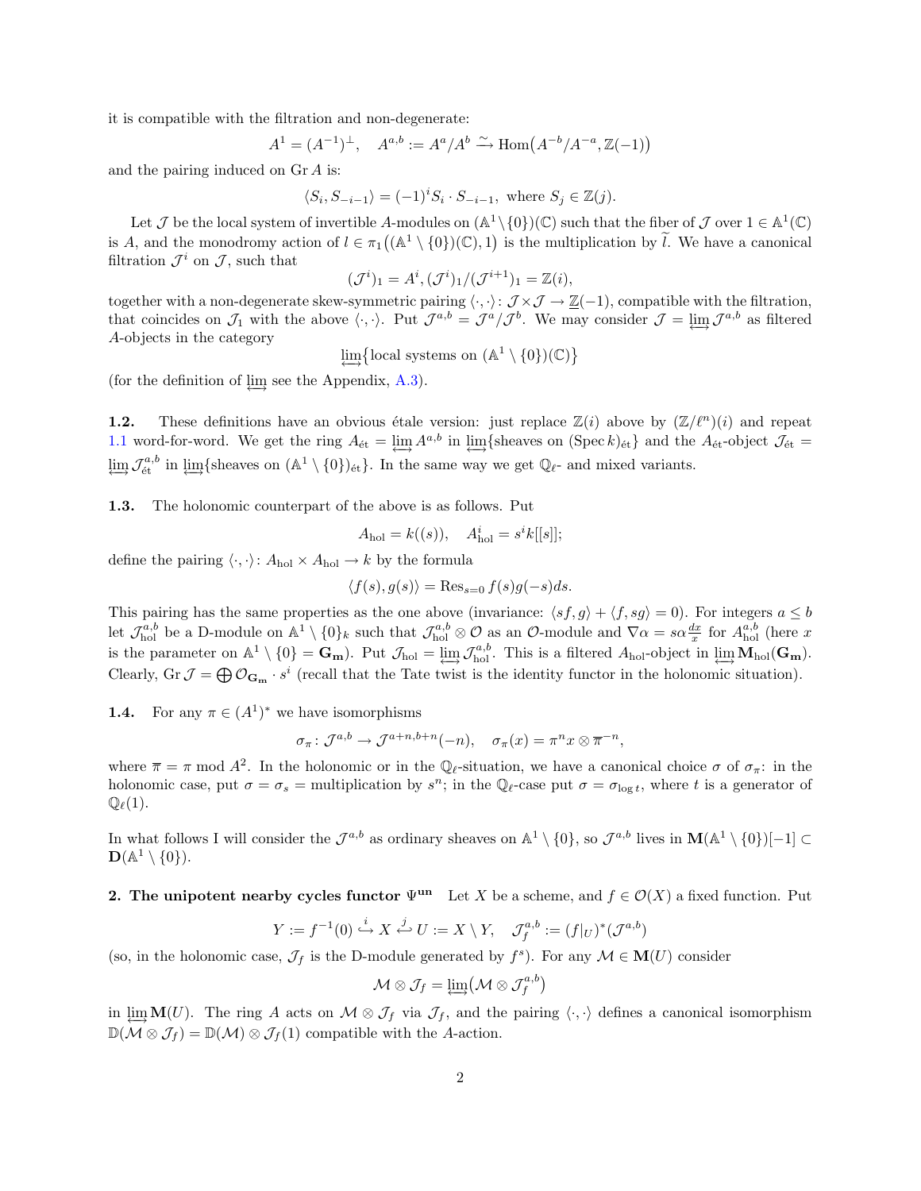it is compatible with the filtration and non-degenerate:

$$A^1 = (A^{-1})^\perp, \quad A^{a,b} := A^a/A^b \xrightarrow{\sim} \mathrm{Hom}\big(A^{-b}/A^{-a}, \mathbb{Z}(-1)\big)$$

and the pairing induced on $\mathrm{Gr}\, A$ is:

$$\langle S_i, S_{-i-1}\rangle = (-1)^i S_i \cdot S_{-i-1}, \text{ where } S_j \in \mathbb{Z}(j).$$

Let $\mathcal{J}$ be the local system of invertible $A$-modules on $(\mathbb{A}^1\setminus\{0\})(\mathbb{C})$ such that the fiber of $\mathcal{J}$ over $1 \in \mathbb{A}^1(\mathbb{C})$ is $A$, and the monodromy action of $l \in \pi_1\big((\mathbb{A}^1\setminus\{0\})(\mathbb{C}), 1\big)$ is the multiplication by $\widetilde{l}$. We have a canonical filtration $\mathcal{J}^i$ on $\mathcal{J}$, such that

$$(\mathcal{J}^i)_1 = A^i, (\mathcal{J}^i)_1/(\mathcal{J}^{i+1})_1 = \mathbb{Z}(i),$$

together with a non-degenerate skew-symmetric pairing $\langle\cdot,\cdot\rangle\colon \mathcal{J}\times\mathcal{J} \to \underline{\mathbb{Z}}(-1)$, compatible with the filtration, that coincides on $\mathcal{J}_1$ with the above $\langle\cdot,\cdot\rangle$. Put $\mathcal{J}^{a,b} = \mathcal{J}^a/\mathcal{J}^b$. We may consider $\mathcal{J} = \varprojlim\!\!\!\!\longleftrightarrow \mathcal{J}^{a,b}$ as filtered $A$-objects in the category

$$\underset{\longleftrightarrow}{\lim}\{\text{local systems on } (\mathbb{A}^1\setminus\{0\})(\mathbb{C})\}$$

(for the definition of $\underset{\longleftrightarrow}{\lim}$ see the Appendix, A.3).

**1.2.** These definitions have an obvious étale version: just replace $\mathbb{Z}(i)$ above by $(\mathbb{Z}/\ell^n)(i)$ and repeat 1.1 word-for-word. We get the ring $A_{\text{ét}} = \underset{\longleftrightarrow}{\lim} A^{a,b}$ in $\underset{\longleftrightarrow}{\lim}\{\text{sheaves on } (\mathrm{Spec}\, k)_{\text{ét}}\}$ and the $A_{\text{ét}}$-object $\mathcal{J}_{\text{ét}} = \underset{\longleftrightarrow}{\lim} \mathcal{J}^{a,b}_{\text{ét}}$ in $\underset{\longleftrightarrow}{\lim}\{\text{sheaves on } (\mathbb{A}^1\setminus\{0\})_{\text{ét}}\}$. In the same way we get $\mathbb{Q}_\ell$- and mixed variants.

**1.3.** The holonomic counterpart of the above is as follows. Put

$$A_{\text{hol}} = k((s)), \quad A^i_{\text{hol}} = s^i k[[s]];$$

define the pairing $\langle\cdot,\cdot\rangle\colon A_{\text{hol}}\times A_{\text{hol}} \to k$ by the formula

$$\langle f(s), g(s)\rangle = \mathrm{Res}_{s=0}\, f(s)g(-s)ds.$$

This pairing has the same properties as the one above (invariance: $\langle sf, g\rangle + \langle f, sg\rangle = 0$). For integers $a \le b$ let $\mathcal{J}^{a,b}_{\text{hol}}$ be a D-module on $\mathbb{A}^1\setminus\{0\}_k$ such that $\mathcal{J}^{a,b}_{\text{hol}} \otimes \mathcal{O}$ as an $\mathcal{O}$-module and $\nabla\alpha = s\alpha\frac{dx}{x}$ for $A^{a,b}_{\text{hol}}$ (here $x$ is the parameter on $\mathbb{A}^1\setminus\{0\} = \mathbf{G_m}$). Put $\mathcal{J}_{\text{hol}} = \underset{\longleftrightarrow}{\lim} \mathcal{J}^{a,b}_{\text{hol}}$. This is a filtered $A_{\text{hol}}$-object in $\underset{\longleftrightarrow}{\lim} \mathbf{M}_{\text{hol}}(\mathbf{G_m})$. Clearly, $\mathrm{Gr}\,\mathcal{J} = \bigoplus \mathcal{O}_{\mathbf{G_m}} \cdot s^i$ (recall that the Tate twist is the identity functor in the holonomic situation).

**1.4.** For any $\pi \in (A^1)^*$ we have isomorphisms

$$\sigma_\pi\colon \mathcal{J}^{a,b} \to \mathcal{J}^{a+n,b+n}(-n), \quad \sigma_\pi(x) = \pi^n x \otimes \overline{\pi}^{-n},$$

where $\overline{\pi} = \pi \bmod A^2$. In the holonomic or in the $\mathbb{Q}_\ell$-situation, we have a canonical choice $\sigma$ of $\sigma_\pi$: in the holonomic case, put $\sigma = \sigma_s =$ multiplication by $s^n$; in the $\mathbb{Q}_\ell$-case put $\sigma = \sigma_{\log t}$, where $t$ is a generator of $\mathbb{Q}_\ell(1)$.

In what follows I will consider the $\mathcal{J}^{a,b}$ as ordinary sheaves on $\mathbb{A}^1\setminus\{0\}$, so $\mathcal{J}^{a,b}$ lives in $\mathbf{M}(\mathbb{A}^1\setminus\{0\})[-1] \subset \mathbf{D}(\mathbb{A}^1\setminus\{0\})$.

**2. The unipotent nearby cycles functor $\Psi^{\mathbf{un}}$** Let $X$ be a scheme, and $f \in \mathcal{O}(X)$ a fixed function. Put

$$Y := f^{-1}(0) \overset{i}{\hookrightarrow} X \overset{j}{\hookleftarrow} U := X\setminus Y, \quad \mathcal{J}^{a,b}_f := (f|_U)^*(\mathcal{J}^{a,b})$$

(so, in the holonomic case, $\mathcal{J}_f$ is the D-module generated by $f^s$). For any $\mathcal{M} \in \mathbf{M}(U)$ consider

$$\mathcal{M}\otimes\mathcal{J}_f = \underset{\longleftrightarrow}{\lim}\big(\mathcal{M}\otimes\mathcal{J}^{a,b}_f\big)$$

in $\underset{\longleftrightarrow}{\lim}\, \mathbf{M}(U)$. The ring $A$ acts on $\mathcal{M}\otimes\mathcal{J}_f$ via $\mathcal{J}_f$, and the pairing $\langle\cdot,\cdot\rangle$ defines a canonical isomorphism $\mathbb{D}(\mathcal{M}\otimes\mathcal{J}_f) = \mathbb{D}(\mathcal{M})\otimes\mathcal{J}_f(1)$ compatible with the $A$-action.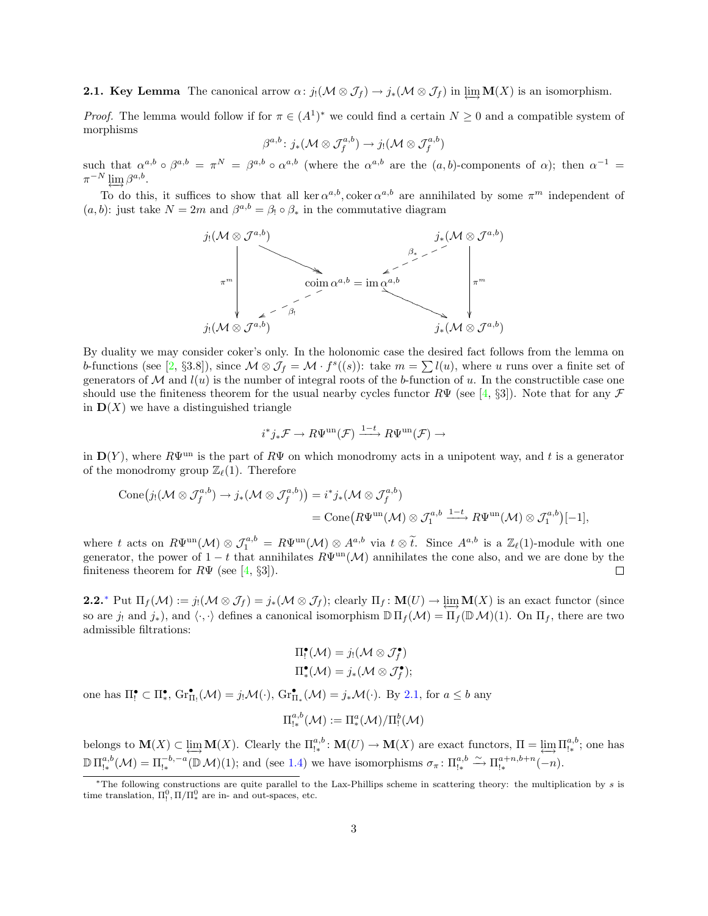**2.1. Key Lemma** The canonical arrow $\alpha\colon j_!(\mathcal{M}\otimes\mathcal{J}_f)\to j_*(\mathcal{M}\otimes\mathcal{J}_f)$ in $\varprojlim\!\!\!\!\!\longleftrightarrow \mathbf{M}(X)$ is an isomorphism.

*Proof.* The lemma would follow if for $\pi\in(A^1)^*$ we could find a certain $N\geq 0$ and a compatible system of morphisms

$$\beta^{a,b}\colon j_*(\mathcal{M}\otimes\mathcal{J}_f^{a,b})\to j_!(\mathcal{M}\otimes\mathcal{J}_f^{a,b})$$

such that $\alpha^{a,b}\circ\beta^{a,b}=\pi^N=\beta^{a,b}\circ\alpha^{a,b}$ (where the $\alpha^{a,b}$ are the $(a,b)$-components of $\alpha$); then $\alpha^{-1}=\pi^{-N}\varprojlim\beta^{a,b}$.

To do this, it suffices to show that all $\ker\alpha^{a,b},\operatorname{coker}\alpha^{a,b}$ are annihilated by some $\pi^m$ independent of $(a,b)$: just take $N=2m$ and $\beta^{a,b}=\beta_!\circ\beta_*$ in the commutative diagram

$$\begin{array}{ccccc}
j_!(\mathcal{M}\otimes\mathcal{J}^{a,b}) & & & & j_*(\mathcal{M}\otimes\mathcal{J}^{a,b})\\
 & \searrow & & \swarrow{\scriptstyle\beta_*} & \\
\downarrow{\scriptstyle\pi^m} & & \operatorname{coim}\alpha^{a,b}=\operatorname{im}\alpha^{a,b} & & \downarrow{\scriptstyle\pi^m}\\
 & \swarrow{\scriptstyle\beta_!} & & \searrow & \\
j_!(\mathcal{M}\otimes\mathcal{J}^{a,b}) & & & & j_*(\mathcal{M}\otimes\mathcal{J}^{a,b})
\end{array}$$

By duality we may consider coker's only. In the holonomic case the desired fact follows from the lemma on $b$-functions (see [2, §3.8]), since $\mathcal{M}\otimes\mathcal{J}_f=\mathcal{M}\cdot f^s((s))$: take $m=\sum l(u)$, where $u$ runs over a finite set of generators of $\mathcal{M}$ and $l(u)$ is the number of integral roots of the $b$-function of $u$. In the constructible case one should use the finiteness theorem for the usual nearby cycles functor $R\Psi$ (see [4, §3]). Note that for any $\mathcal{F}$ in $\mathbf{D}(X)$ we have a distinguished triangle

$$i^*j_*\mathcal{F}\to R\Psi^{\mathrm{un}}(\mathcal{F})\xrightarrow{1-t}R\Psi^{\mathrm{un}}(\mathcal{F})\to$$

in $\mathbf{D}(Y)$, where $R\Psi^{\mathrm{un}}$ is the part of $R\Psi$ on which monodromy acts in a unipotent way, and $t$ is a generator of the monodromy group $\mathbb{Z}_\ell(1)$. Therefore

$$\begin{aligned}
\operatorname{Cone}\big(j_!(\mathcal{M}\otimes\mathcal{J}_f^{a,b})\to j_*(\mathcal{M}\otimes\mathcal{J}_f^{a,b})\big)&=i^*j_*(\mathcal{M}\otimes\mathcal{J}_f^{a,b})\\
&=\operatorname{Cone}\big(R\Psi^{\mathrm{un}}(\mathcal{M})\otimes\mathcal{J}_1^{a,b}\xrightarrow{1-t}R\Psi^{\mathrm{un}}(\mathcal{M})\otimes\mathcal{J}_1^{a,b}\big)[-1],
\end{aligned}$$

where $t$ acts on $R\Psi^{\mathrm{un}}(\mathcal{M})\otimes\mathcal{J}_1^{a,b}=R\Psi^{\mathrm{un}}(\mathcal{M})\otimes A^{a,b}$ via $t\otimes\tilde{t}$. Since $A^{a,b}$ is a $\mathbb{Z}_\ell(1)$-module with one generator, the power of $1-t$ that annihilates $R\Psi^{\mathrm{un}}(\mathcal{M})$ annihilates the cone also, and we are done by the finiteness theorem for $R\Psi$ (see [4, §3]). ◻

**2.2.*** Put $\Pi_f(\mathcal{M}):=j_!(\mathcal{M}\otimes\mathcal{J}_f)=j_*(\mathcal{M}\otimes\mathcal{J}_f)$; clearly $\Pi_f\colon\mathbf{M}(U)\to\varprojlim\mathbf{M}(X)$ is an exact functor (since so are $j_!$ and $j_*$), and $\langle\cdot,\cdot\rangle$ defines a canonical isomorphism $\mathbb{D}\,\Pi_f(\mathcal{M})=\Pi_f(\mathbb{D}\,\mathcal{M})(1)$. On $\Pi_f$, there are two admissible filtrations:

$$\Pi_!^\bullet(\mathcal{M})=j_!(\mathcal{M}\otimes\mathcal{J}_f^\bullet)$$
$$\Pi_*^\bullet(\mathcal{M})=j_*(\mathcal{M}\otimes\mathcal{J}_f^\bullet);$$

one has $\Pi_!^\bullet\subset\Pi_*^\bullet$, $\operatorname{Gr}^\bullet_{\Pi_!}(\mathcal{M})=j_!\mathcal{M}(\cdot)$, $\operatorname{Gr}^\bullet_{\Pi_*}(\mathcal{M})=j_*\mathcal{M}(\cdot)$. By 2.1, for $a\leq b$ any

$$\Pi_{!*}^{a,b}(\mathcal{M}):=\Pi_*^a(\mathcal{M})/\Pi_!^b(\mathcal{M})$$

belongs to $\mathbf{M}(X)\subset\varprojlim\mathbf{M}(X)$. Clearly the $\Pi_{!*}^{a,b}\colon\mathbf{M}(U)\to\mathbf{M}(X)$ are exact functors, $\Pi=\varprojlim\Pi_{!*}^{a,b}$; one has $\mathbb{D}\,\Pi_{!*}^{a,b}(\mathcal{M})=\Pi_{!*}^{-b,-a}(\mathbb{D}\,\mathcal{M})(1)$; and (see 1.4) we have isomorphisms $\sigma_\pi\colon\Pi_{!*}^{a,b}\xrightarrow{\sim}\Pi_{!*}^{a+n,b+n}(-n)$.

*The following constructions are quite parallel to the Lax-Phillips scheme in scattering theory: the multiplication by $s$ is time translation, $\Pi_!^0,\Pi/\Pi_*^0$ are in- and out-spaces, etc.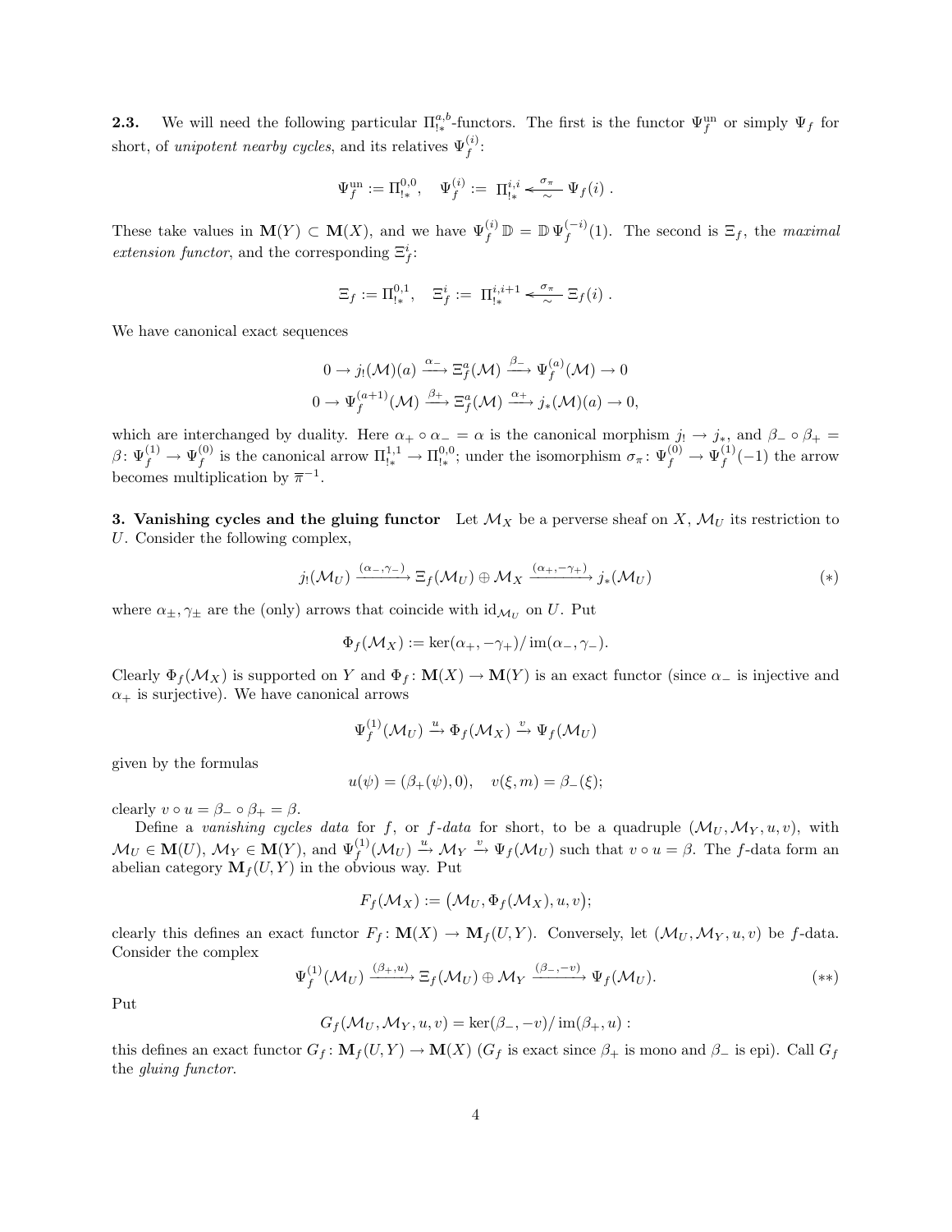**2.3.** We will need the following particular $\Pi^{a,b}_{!*}$-functors. The first is the functor $\Psi^{\mathrm{un}}_f$ or simply $\Psi_f$ for short, of *unipotent nearby cycles*, and its relatives $\Psi^{(i)}_f$:

$$\Psi^{\mathrm{un}}_f := \Pi^{0,0}_{!*}, \quad \Psi^{(i)}_f := \Pi^{i,i}_{!*} \xleftarrow[\sim]{\sigma_\pi} \Psi_f(i) .$$

These take values in $\mathbf{M}(Y) \subset \mathbf{M}(X)$, and we have $\Psi^{(i)}_f \mathbb{D} = \mathbb{D}\, \Psi^{(-i)}_f(1)$. The second is $\Xi_f$, the *maximal extension functor*, and the corresponding $\Xi^i_f$:

$$\Xi_f := \Pi^{0,1}_{!*}, \quad \Xi^i_f := \Pi^{i,i+1}_{!*} \xleftarrow[\sim]{\sigma_\pi} \Xi_f(i) .$$

We have canonical exact sequences

$$0 \to j_!(\mathcal{M})(a) \xrightarrow{\alpha_-} \Xi^a_f(\mathcal{M}) \xrightarrow{\beta_-} \Psi^{(a)}_f(\mathcal{M}) \to 0$$
$$0 \to \Psi^{(a+1)}_f(\mathcal{M}) \xrightarrow{\beta_+} \Xi^a_f(\mathcal{M}) \xrightarrow{\alpha_+} j_*(\mathcal{M})(a) \to 0,$$

which are interchanged by duality. Here $\alpha_+ \circ \alpha_- = \alpha$ is the canonical morphism $j_! \to j_*$, and $\beta_- \circ \beta_+ = \beta \colon \Psi^{(1)}_f \to \Psi^{(0)}_f$ is the canonical arrow $\Pi^{1,1}_{!*} \to \Pi^{0,0}_{!*}$; under the isomorphism $\sigma_\pi \colon \Psi^{(0)}_f \to \Psi^{(1)}_f(-1)$ the arrow becomes multiplication by $\overline{\pi}^{-1}$.

**3. Vanishing cycles and the gluing functor** Let $\mathcal{M}_X$ be a perverse sheaf on $X$, $\mathcal{M}_U$ its restriction to $U$. Consider the following complex,

$$j_!(\mathcal{M}_U) \xrightarrow{(\alpha_-,\gamma_-)} \Xi_f(\mathcal{M}_U) \oplus \mathcal{M}_X \xrightarrow{(\alpha_+,-\gamma_+)} j_*(\mathcal{M}_U) \qquad (*)$$

where $\alpha_\pm, \gamma_\pm$ are the (only) arrows that coincide with $\mathrm{id}_{\mathcal{M}_U}$ on $U$. Put

$$\Phi_f(\mathcal{M}_X) := \ker(\alpha_+, -\gamma_+)/\operatorname{im}(\alpha_-, \gamma_-).$$

Clearly $\Phi_f(\mathcal{M}_X)$ is supported on $Y$ and $\Phi_f \colon \mathbf{M}(X) \to \mathbf{M}(Y)$ is an exact functor (since $\alpha_-$ is injective and $\alpha_+$ is surjective). We have canonical arrows

$$\Psi^{(1)}_f(\mathcal{M}_U) \xrightarrow{u} \Phi_f(\mathcal{M}_X) \xrightarrow{v} \Psi_f(\mathcal{M}_U)$$

given by the formulas

$$u(\psi) = (\beta_+(\psi), 0), \quad v(\xi, m) = \beta_-(\xi);$$

clearly $v \circ u = \beta_- \circ \beta_+ = \beta$.

Define a *vanishing cycles data* for $f$, or *$f$-data* for short, to be a quadruple $(\mathcal{M}_U, \mathcal{M}_Y, u, v)$, with $\mathcal{M}_U \in \mathbf{M}(U)$, $\mathcal{M}_Y \in \mathbf{M}(Y)$, and $\Psi^{(1)}_f(\mathcal{M}_U) \xrightarrow{u} \mathcal{M}_Y \xrightarrow{v} \Psi_f(\mathcal{M}_U)$ such that $v \circ u = \beta$. The $f$-data form an abelian category $\mathbf{M}_f(U, Y)$ in the obvious way. Put

$$F_f(\mathcal{M}_X) := \big(\mathcal{M}_U, \Phi_f(\mathcal{M}_X), u, v\big);$$

clearly this defines an exact functor $F_f \colon \mathbf{M}(X) \to \mathbf{M}_f(U, Y)$. Conversely, let $(\mathcal{M}_U, \mathcal{M}_Y, u, v)$ be $f$-data. Consider the complex

$$\Psi^{(1)}_f(\mathcal{M}_U) \xrightarrow{(\beta_+,u)} \Xi_f(\mathcal{M}_U) \oplus \mathcal{M}_Y \xrightarrow{(\beta_-,-v)} \Psi_f(\mathcal{M}_U). \qquad (**)$$

Put

$$G_f(\mathcal{M}_U, \mathcal{M}_Y, u, v) = \ker(\beta_-, -v)/\operatorname{im}(\beta_+, u) :$$

this defines an exact functor $G_f \colon \mathbf{M}_f(U, Y) \to \mathbf{M}(X)$ ($G_f$ is exact since $\beta_+$ is mono and $\beta_-$ is epi). Call $G_f$ the *gluing functor*.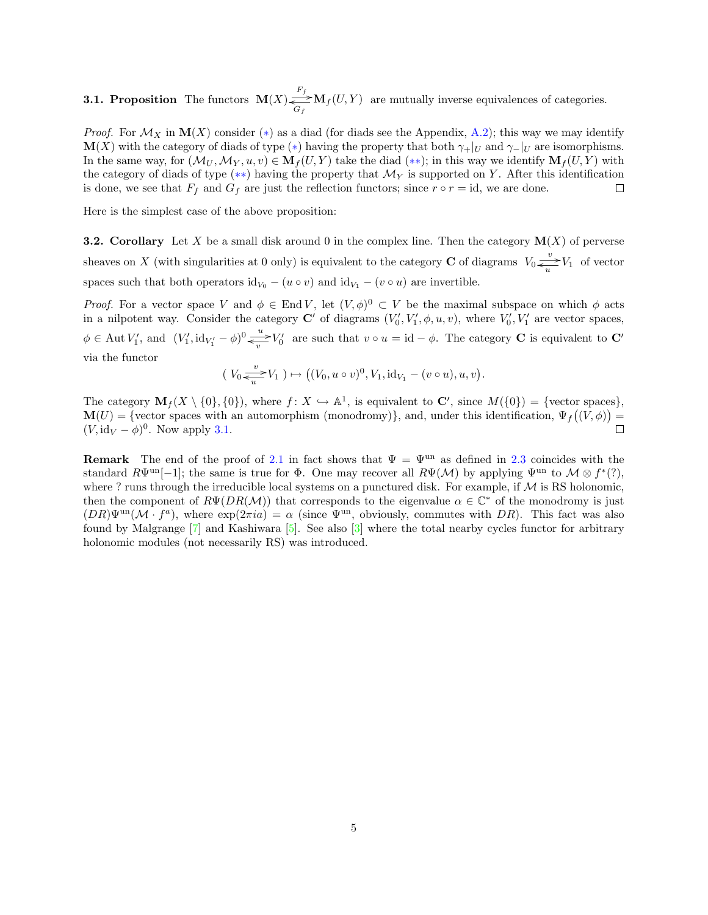**3.1. Proposition** The functors $\mathbf{M}(X)\underset{G_f}{\overset{F_f}{\rightleftarrows}}\mathbf{M}_f(U,Y)$ are mutually inverse equivalences of categories.

*Proof.* For $\mathcal{M}_X$ in $\mathbf{M}(X)$ consider $(*)$ as a diad (for diads see the Appendix, A.2); this way we may identify $\mathbf{M}(X)$ with the category of diads of type $(*)$ having the property that both $\gamma_+|_U$ and $\gamma_-|_U$ are isomorphisms. In the same way, for $(\mathcal{M}_U,\mathcal{M}_Y,u,v)\in\mathbf{M}_f(U,Y)$ take the diad $(**)$; in this way we identify $\mathbf{M}_f(U,Y)$ with the category of diads of type $(**)$ having the property that $\mathcal{M}_Y$ is supported on $Y$. After this identification is done, we see that $F_f$ and $G_f$ are just the reflection functors; since $r\circ r=\mathrm{id}$, we are done. □

Here is the simplest case of the above proposition:

**3.2. Corollary** Let $X$ be a small disk around 0 in the complex line. Then the category $\mathbf{M}(X)$ of perverse sheaves on $X$ (with singularities at 0 only) is equivalent to the category $\mathbf{C}$ of diagrams $V_0\underset{u}{\overset{v}{\rightleftarrows}}V_1$ of vector spaces such that both operators $\mathrm{id}_{V_0}-(u\circ v)$ and $\mathrm{id}_{V_1}-(v\circ u)$ are invertible.

*Proof.* For a vector space $V$ and $\phi\in\operatorname{End}V$, let $(V,\phi)^0\subset V$ be the maximal subspace on which $\phi$ acts in a nilpotent way. Consider the category $\mathbf{C}'$ of diagrams $(V_0',V_1',\phi,u,v)$, where $V_0',V_1'$ are vector spaces, $\phi\in\operatorname{Aut}V_1'$, and $(V_1',\mathrm{id}_{V_1'}-\phi)^0\underset{v}{\overset{u}{\rightleftarrows}}V_0'$ are such that $v\circ u=\mathrm{id}-\phi$. The category $\mathbf{C}$ is equivalent to $\mathbf{C}'$ via the functor

$$(\,V_0\underset{u}{\overset{v}{\rightleftarrows}}V_1\,)\mapsto\big((V_0,u\circ v)^0,V_1,\mathrm{id}_{V_1}-(v\circ u),u,v\big).$$

The category $\mathbf{M}_f(X\setminus\{0\},\{0\})$, where $f\colon X\hookrightarrow\mathbb{A}^1$, is equivalent to $\mathbf{C}'$, since $M(\{0\})=\{\text{vector spaces}\}$, $\mathbf{M}(U)=\{\text{vector spaces with an automorphism (monodromy)}\}$, and, under this identification, $\Psi_f\big((V,\phi)\big)=(V,\mathrm{id}_V-\phi)^0$. Now apply 3.1. □

**Remark** The end of the proof of 2.1 in fact shows that $\Psi=\Psi^{\mathrm{un}}$ as defined in 2.3 coincides with the standard $R\Psi^{\mathrm{un}}[-1]$; the same is true for $\Phi$. One may recover all $R\Psi(\mathcal{M})$ by applying $\Psi^{\mathrm{un}}$ to $\mathcal{M}\otimes f^*(?)$, where ? runs through the irreducible local systems on a punctured disk. For example, if $\mathcal{M}$ is RS holonomic, then the component of $R\Psi(DR(\mathcal{M}))$ that corresponds to the eigenvalue $\alpha\in\mathbb{C}^*$ of the monodromy is just $(DR)\Psi^{\mathrm{un}}(\mathcal{M}\cdot f^a)$, where $\exp(2\pi ia)=\alpha$ (since $\Psi^{\mathrm{un}}$, obviously, commutes with $DR$). This fact was also found by Malgrange [7] and Kashiwara [5]. See also [3] where the total nearby cycles functor for arbitrary holonomic modules (not necessarily RS) was introduced.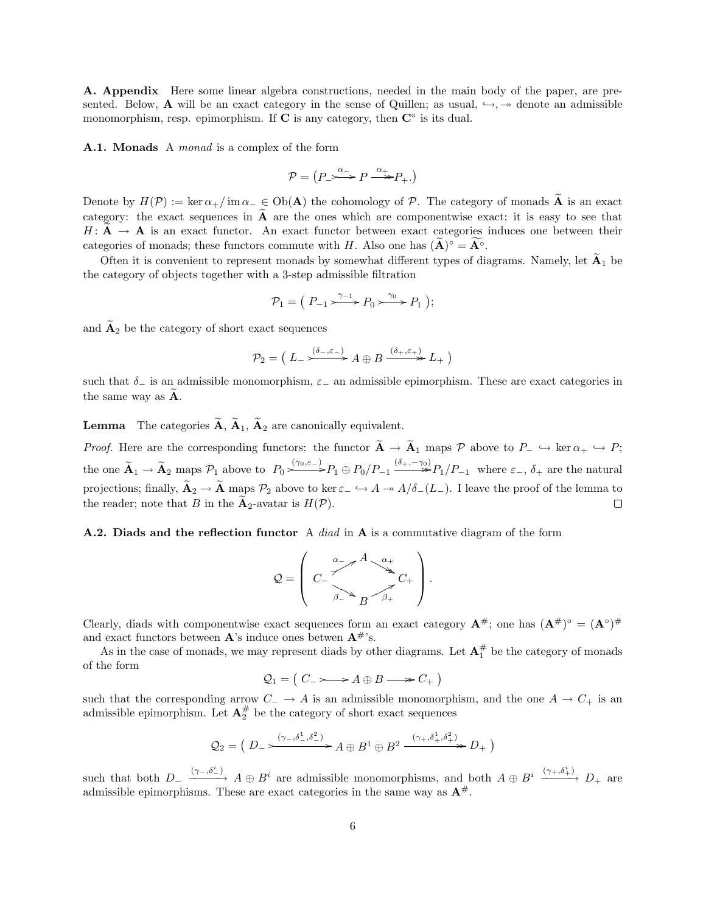**A. Appendix** Here some linear algebra constructions, needed in the main body of the paper, are presented. Below, $\mathbf{A}$ will be an exact category in the sense of Quillen; as usual, $\hookrightarrow, \twoheadrightarrow$ denote an admissible monomorphism, resp. epimorphism. If $\mathbf{C}$ is any category, then $\mathbf{C}^\circ$ is its dual.

**A.1. Monads** A *monad* is a complex of the form

$$\mathcal{P} = \big(P_- \stackrel{\alpha_-}{\rightarrowtail} P \stackrel{\alpha_+}{\twoheadrightarrow} P_+.\big)$$

Denote by $H(\mathcal{P}) := \ker \alpha_+ / \operatorname{im} \alpha_- \in \operatorname{Ob}(\mathbf{A})$ the cohomology of $\mathcal{P}$. The category of monads $\widetilde{\mathbf{A}}$ is an exact category: the exact sequences in $\widetilde{\mathbf{A}}$ are the ones which are componentwise exact; it is easy to see that $H\colon \widetilde{\mathbf{A}} \to \mathbf{A}$ is an exact functor. An exact functor between exact categories induces one between their categories of monads; these functors commute with $H$. Also one has $(\widetilde{\mathbf{A}})^\circ = \widetilde{\mathbf{A}^\circ}$.

Often it is convenient to represent monads by somewhat different types of diagrams. Namely, let $\widetilde{\mathbf{A}}_1$ be the category of objects together with a 3-step admissible filtration

$$\mathcal{P}_1 = \big(\, P_{-1} \stackrel{\gamma_{-1}}{\rightarrowtail} P_0 \stackrel{\gamma_0}{\rightarrowtail} P_1 \,\big);$$

and $\widetilde{\mathbf{A}}_2$ be the category of short exact sequences

$$\mathcal{P}_2 = \big(\, L_- \stackrel{(\delta_-,\varepsilon_-)}{\rightarrowtail} A \oplus B \stackrel{(\delta_+,\varepsilon_+)}{\twoheadrightarrow} L_+ \,\big)$$

such that $\delta_-$ is an admissible monomorphism, $\varepsilon_-$ an admissible epimorphism. These are exact categories in the same way as $\widetilde{\mathbf{A}}$.

**Lemma** The categories $\widetilde{\mathbf{A}}$, $\widetilde{\mathbf{A}}_1$, $\widetilde{\mathbf{A}}_2$ are canonically equivalent.

*Proof.* Here are the corresponding functors: the functor $\widetilde{\mathbf{A}} \to \widetilde{\mathbf{A}}_1$ maps $\mathcal{P}$ above to $P_- \hookrightarrow \ker \alpha_+ \hookrightarrow P$; the one $\widetilde{\mathbf{A}}_1 \to \widetilde{\mathbf{A}}_2$ maps $\mathcal{P}_1$ above to $P_0 \stackrel{(\gamma_0,\varepsilon_-)}{\rightarrowtail} P_1 \oplus P_0/P_{-1} \stackrel{(\delta_+,-\gamma_0)}{\twoheadrightarrow} P_1/P_{-1}$ where $\varepsilon_-$, $\delta_+$ are the natural projections; finally, $\widetilde{\mathbf{A}}_2 \to \widetilde{\mathbf{A}}$ maps $\mathcal{P}_2$ above to $\ker \varepsilon_- \hookrightarrow A \twoheadrightarrow A/\delta_-(L_-)$. I leave the proof of the lemma to the reader; note that $B$ in the $\widetilde{\mathbf{A}}_2$-avatar is $H(\mathcal{P})$. $\square$

**A.2. Diads and the reflection functor** A *diad* in $\mathbf{A}$ is a commutative diagram of the form

$$\mathcal{Q} = \left( \begin{array}{ccccc} & & A & & \\ & \stackrel{\alpha_-}{\nearrow} & & \stackrel{\alpha_+}{\searrow} & \\ C_- & & & & C_+ \\ & \underset{\beta_-}{\searrow} & & \underset{\beta_+}{\nearrow} & \\ & & B & & \end{array} \right).$$

Clearly, diads with componentwise exact sequences form an exact category $\mathbf{A}^\#$; one has $(\mathbf{A}^\#)^\circ = (\mathbf{A}^\circ)^\#$ and exact functors between $\mathbf{A}$'s induce ones betwen $\mathbf{A}^\#$'s.

As in the case of monads, we may represent diads by other diagrams. Let $\mathbf{A}^\#_1$ be the category of monads of the form

$$\mathcal{Q}_1 = \big(\, C_- \rightarrowtail A \oplus B \twoheadrightarrow C_+ \,\big)$$

such that the corresponding arrow $C_- \to A$ is an admissible monomorphism, and the one $A \to C_+$ is an admissible epimorphism. Let $\mathbf{A}^\#_2$ be the category of short exact sequences

$$\mathcal{Q}_2 = \big(\, D_- \stackrel{(\gamma_-,\delta^1_-,\delta^2_-)}{\rightarrowtail} A \oplus B^1 \oplus B^2 \stackrel{(\gamma_+,\delta^1_+,\delta^2_+)}{\twoheadrightarrow} D_+ \,\big)$$

such that both $D_- \xrightarrow{(\gamma_-,\delta^i_-)} A \oplus B^i$ are admissible monomorphisms, and both $A \oplus B^i \xrightarrow{(\gamma_+,\delta^i_+)} D_+$ are admissible epimorphisms. These are exact categories in the same way as $\mathbf{A}^\#$.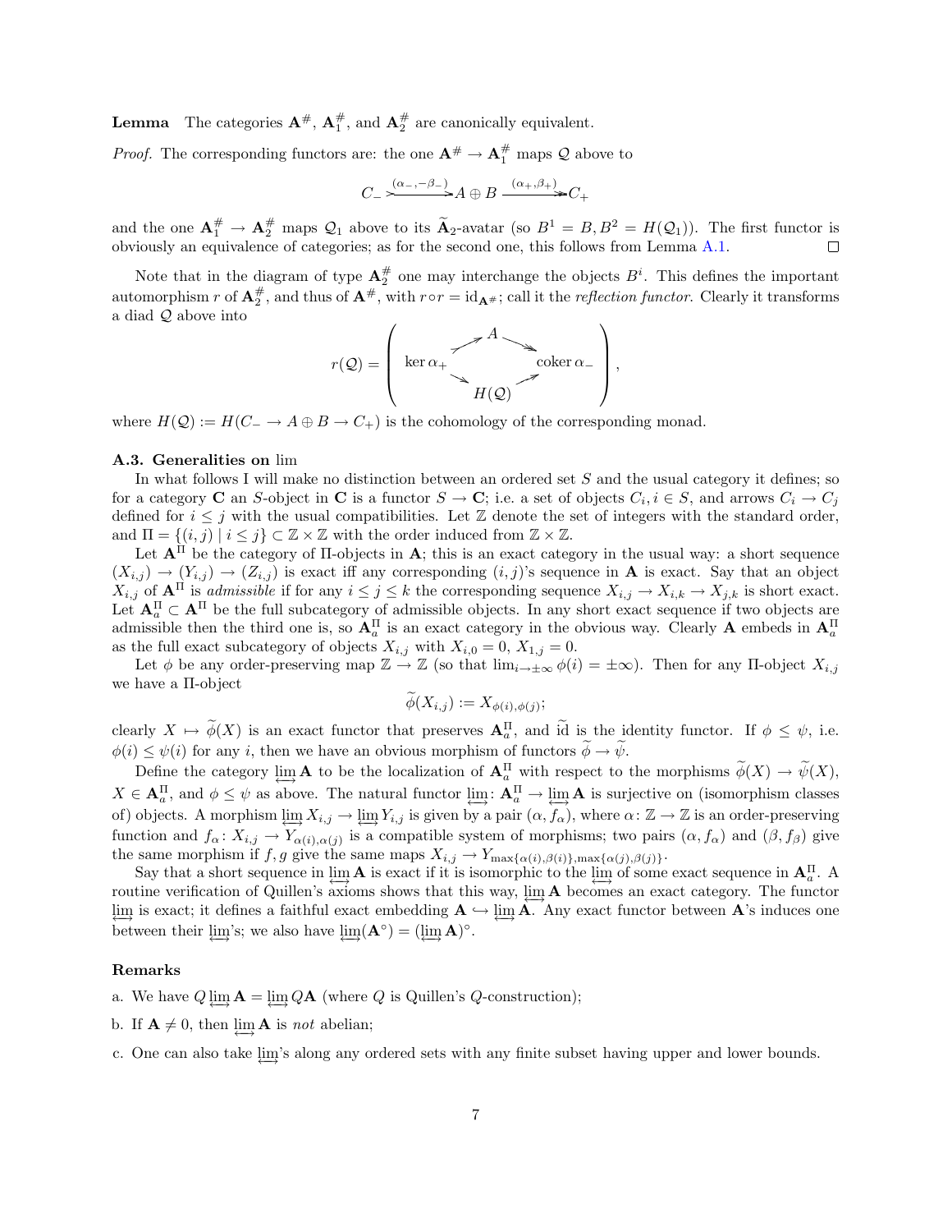**Lemma** The categories $\mathbf{A}^\#$, $\mathbf{A}_1^\#$, and $\mathbf{A}_2^\#$ are canonically equivalent.

*Proof.* The corresponding functors are: the one $\mathbf{A}^\# \to \mathbf{A}_1^\#$ maps $\mathcal{Q}$ above to

$$C_- \xrightarrow{(\alpha_-,-\beta_-)} A \oplus B \xrightarrow{(\alpha_+,\beta_+)} C_+$$

and the one $\mathbf{A}_1^\# \to \mathbf{A}_2^\#$ maps $\mathcal{Q}_1$ above to its $\widetilde{\mathbf{A}}_2$-avatar (so $B^1 = B, B^2 = H(\mathcal{Q}_1)$). The first functor is obviously an equivalence of categories; as for the second one, this follows from Lemma A.1. $\square$

Note that in the diagram of type $\mathbf{A}_2^\#$ one may interchange the objects $B^i$. This defines the important automorphism $r$ of $\mathbf{A}_2^\#$, and thus of $\mathbf{A}^\#$, with $r \circ r = \mathrm{id}_{\mathbf{A}^\#}$; call it the *reflection functor*. Clearly it transforms a diad $\mathcal{Q}$ above into

$$r(\mathcal{Q}) = \left( \begin{array}{ccc} & A & \\ \ker \alpha_+ & & \operatorname{coker} \alpha_- \\ & H(\mathcal{Q}) & \end{array} \right),$$

where $H(\mathcal{Q}) := H(C_- \to A \oplus B \to C_+)$ is the cohomology of the corresponding monad.

### A.3. Generalities on $\varprojlim\!\!\!\!\!\!\varinjlim$

In what follows I will make no distinction between an ordered set $S$ and the usual category it defines; so for a category $\mathbf{C}$ an $S$-object in $\mathbf{C}$ is a functor $S \to \mathbf{C}$; i.e. a set of objects $C_i, i \in S$, and arrows $C_i \to C_j$ defined for $i \le j$ with the usual compatibilities. Let $\mathbb{Z}$ denote the set of integers with the standard order, and $\Pi = \{(i,j) \mid i \le j\} \subset \mathbb{Z} \times \mathbb{Z}$ with the order induced from $\mathbb{Z} \times \mathbb{Z}$.

Let $\mathbf{A}^\Pi$ be the category of $\Pi$-objects in $\mathbf{A}$; this is an exact category in the usual way: a short sequence $(X_{i,j}) \to (Y_{i,j}) \to (Z_{i,j})$ is exact iff any corresponding $(i,j)$'s sequence in $\mathbf{A}$ is exact. Say that an object $X_{i,j}$ of $\mathbf{A}^\Pi$ is *admissible* if for any $i \le j \le k$ the corresponding sequence $X_{i,j} \to X_{i,k} \to X_{j,k}$ is short exact. Let $\mathbf{A}_a^\Pi \subset \mathbf{A}^\Pi$ be the full subcategory of admissible objects. In any short exact sequence if two objects are admissible then the third one is, so $\mathbf{A}_a^\Pi$ is an exact category in the obvious way. Clearly $\mathbf{A}$ embeds in $\mathbf{A}_a^\Pi$ as the full exact subcategory of objects $X_{i,j}$ with $X_{i,0} = 0$, $X_{1,j} = 0$.

Let $\phi$ be any order-preserving map $\mathbb{Z} \to \mathbb{Z}$ (so that $\lim_{i \to \pm\infty} \phi(i) = \pm\infty$). Then for any $\Pi$-object $X_{i,j}$ we have a $\Pi$-object

$$\widetilde{\phi}(X_{i,j}) := X_{\phi(i),\phi(j)};$$

clearly $X \mapsto \widetilde{\phi}(X)$ is an exact functor that preserves $\mathbf{A}_a^\Pi$, and $\widetilde{\mathrm{id}}$ is the identity functor. If $\phi \le \psi$, i.e. $\phi(i) \le \psi(i)$ for any $i$, then we have an obvious morphism of functors $\widetilde{\phi} \to \widetilde{\psi}$.

Define the category $\varprojlim\!\!\!\!\!\!\varinjlim \mathbf{A}$ to be the localization of $\mathbf{A}_a^\Pi$ with respect to the morphisms $\widetilde{\phi}(X) \to \widetilde{\psi}(X)$, $X \in \mathbf{A}_a^\Pi$, and $\phi \le \psi$ as above. The natural functor $\varprojlim\!\!\!\!\!\!\varinjlim \colon \mathbf{A}_a^\Pi \to \varprojlim\!\!\!\!\!\!\varinjlim \mathbf{A}$ is surjective on (isomorphism classes of) objects. A morphism $\varprojlim\!\!\!\!\!\!\varinjlim X_{i,j} \to \varprojlim\!\!\!\!\!\!\varinjlim Y_{i,j}$ is given by a pair $(\alpha, f_\alpha)$, where $\alpha \colon \mathbb{Z} \to \mathbb{Z}$ is an order-preserving function and $f_\alpha \colon X_{i,j} \to Y_{\alpha(i),\alpha(j)}$ is a compatible system of morphisms; two pairs $(\alpha, f_\alpha)$ and $(\beta, f_\beta)$ give the same morphism if $f, g$ give the same maps $X_{i,j} \to Y_{\max\{\alpha(i),\beta(i)\},\max\{\alpha(j),\beta(j)\}}$.

Say that a short sequence in $\varprojlim\!\!\!\!\!\!\varinjlim \mathbf{A}$ is exact if it is isomorphic to the $\varprojlim\!\!\!\!\!\!\varinjlim$ of some exact sequence in $\mathbf{A}_a^\Pi$. A routine verification of Quillen's axioms shows that this way, $\varprojlim\!\!\!\!\!\!\varinjlim \mathbf{A}$ becomes an exact category. The functor $\varprojlim\!\!\!\!\!\!\varinjlim$ is exact; it defines a faithful exact embedding $\mathbf{A} \hookrightarrow \varprojlim\!\!\!\!\!\!\varinjlim \mathbf{A}$. Any exact functor between $\mathbf{A}$'s induces one between their $\varprojlim\!\!\!\!\!\!\varinjlim$'s; we also have $\varprojlim\!\!\!\!\!\!\varinjlim(\mathbf{A}^\circ) = (\varprojlim\!\!\!\!\!\!\varinjlim \mathbf{A})^\circ$.

**Remarks**

a. We have $Q \varprojlim\!\!\!\!\!\!\varinjlim \mathbf{A} = \varprojlim\!\!\!\!\!\!\varinjlim Q\mathbf{A}$ (where $Q$ is Quillen's $Q$-construction);

b. If $\mathbf{A} \ne 0$, then $\varprojlim\!\!\!\!\!\!\varinjlim \mathbf{A}$ is *not* abelian;

c. One can also take $\varprojlim\!\!\!\!\!\!\varinjlim$'s along any ordered sets with any finite subset having upper and lower bounds.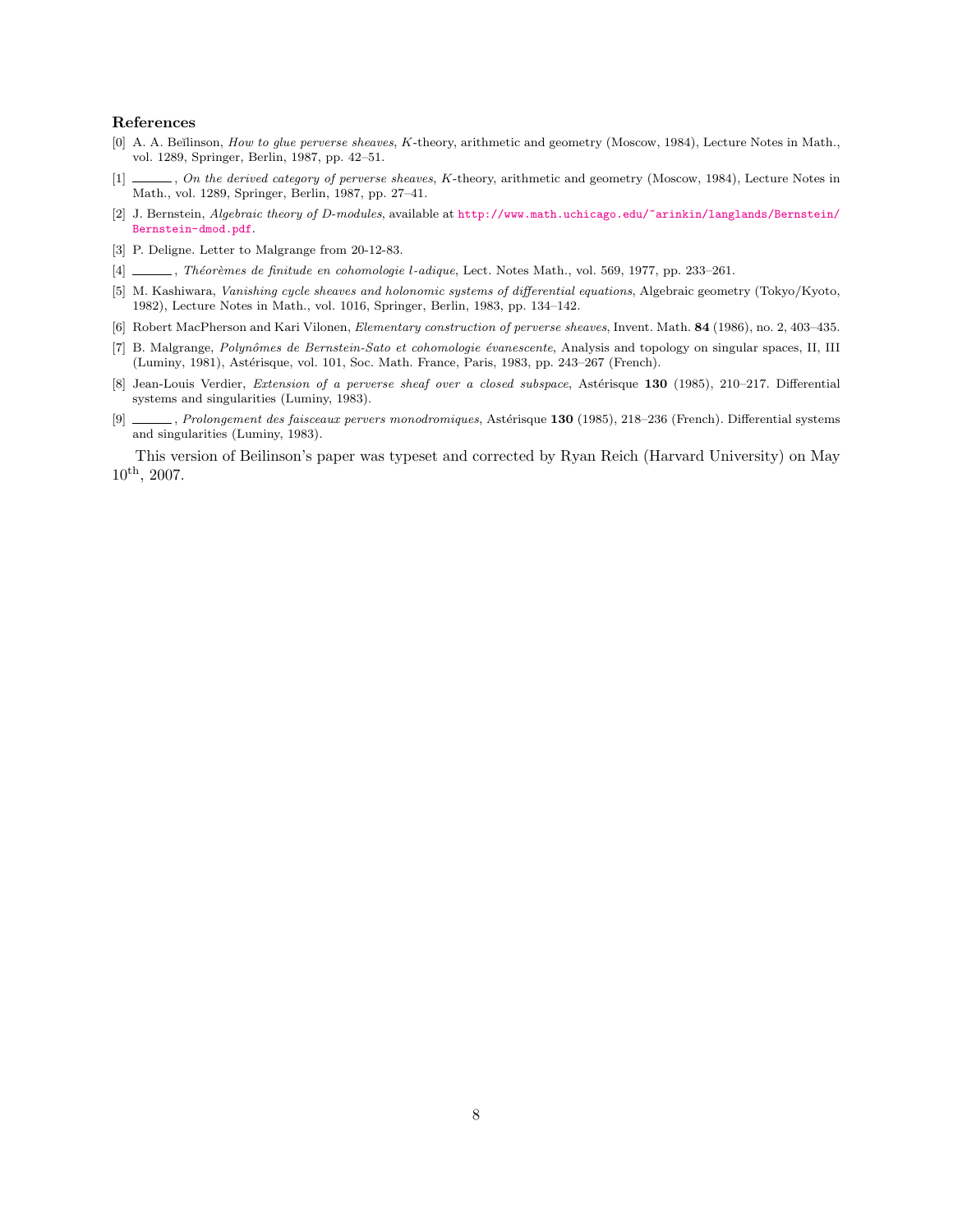### References

[0] A. A. Beĭlinson, *How to glue perverse sheaves*, $K$-theory, arithmetic and geometry (Moscow, 1984), Lecture Notes in Math., vol. 1289, Springer, Berlin, 1987, pp. 42–51.

[1] ______, *On the derived category of perverse sheaves*, $K$-theory, arithmetic and geometry (Moscow, 1984), Lecture Notes in Math., vol. 1289, Springer, Berlin, 1987, pp. 27–41.

[2] J. Bernstein, *Algebraic theory of D-modules*, available at http://www.math.uchicago.edu/~arinkin/langlands/Bernstein/Bernstein-dmod.pdf.

[3] P. Deligne. Letter to Malgrange from 20-12-83.

[4] ______, *Théorèmes de finitude en cohomologie l-adique*, Lect. Notes Math., vol. 569, 1977, pp. 233–261.

[5] M. Kashiwara, *Vanishing cycle sheaves and holonomic systems of differential equations*, Algebraic geometry (Tokyo/Kyoto, 1982), Lecture Notes in Math., vol. 1016, Springer, Berlin, 1983, pp. 134–142.

[6] Robert MacPherson and Kari Vilonen, *Elementary construction of perverse sheaves*, Invent. Math. **84** (1986), no. 2, 403–435.

[7] B. Malgrange, *Polynômes de Bernstein-Sato et cohomologie évanescente*, Analysis and topology on singular spaces, II, III (Luminy, 1981), Astérisque, vol. 101, Soc. Math. France, Paris, 1983, pp. 243–267 (French).

[8] Jean-Louis Verdier, *Extension of a perverse sheaf over a closed subspace*, Astérisque **130** (1985), 210–217. Differential systems and singularities (Luminy, 1983).

[9] ______, *Prolongement des faisceaux pervers monodromiques*, Astérisque **130** (1985), 218–236 (French). Differential systems and singularities (Luminy, 1983).

This version of Beilinson's paper was typeset and corrected by Ryan Reich (Harvard University) on May 10th, 2007.